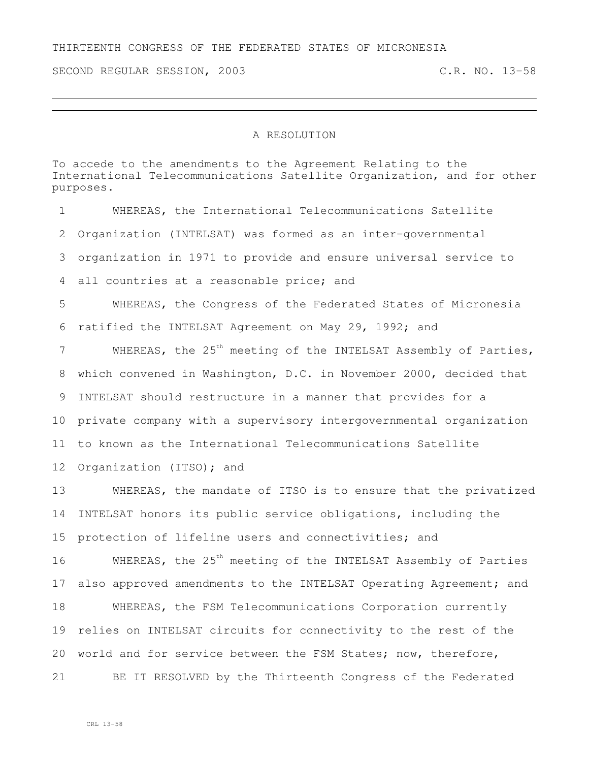THIRTEENTH CONGRESS OF THE FEDERATED STATES OF MICRONESIA

SECOND REGULAR SESSION, 2003 C.R. NO. 13-58

# A RESOLUTION

To accede to the amendments to the Agreement Relating to the International Telecommunications Satellite Organization, and for other purposes.

1 WHEREAS, the International Telecommunications Satellite
2 Organization (INTELSAT) was formed as an inter-governmental
3 organization in 1971 to provide and ensure universal service to
4 all countries at a reasonable price; and
5 WHEREAS, the Congress of the Federated States of Micronesia
6 ratified the INTELSAT Agreement on May 29, 1992; and
7 WHEREAS, the 25th meeting of the INTELSAT Assembly of Parties,
8 which convened in Washington, D.C. in November 2000, decided that
9 INTELSAT should restructure in a manner that provides for a
10 private company with a supervisory intergovernmental organization
11 to known as the International Telecommunications Satellite
12 Organization (ITSO); and
13 WHEREAS, the mandate of ITSO is to ensure that the privatized
14 INTELSAT honors its public service obligations, including the
15 protection of lifeline users and connectivities; and
16 WHEREAS, the 25th meeting of the INTELSAT Assembly of Parties
17 also approved amendments to the INTELSAT Operating Agreement; and
18 WHEREAS, the FSM Telecommunications Corporation currently
19 relies on INTELSAT circuits for connectivity to the rest of the
20 world and for service between the FSM States; now, therefore,
21 BE IT RESOLVED by the Thirteenth Congress of the Federated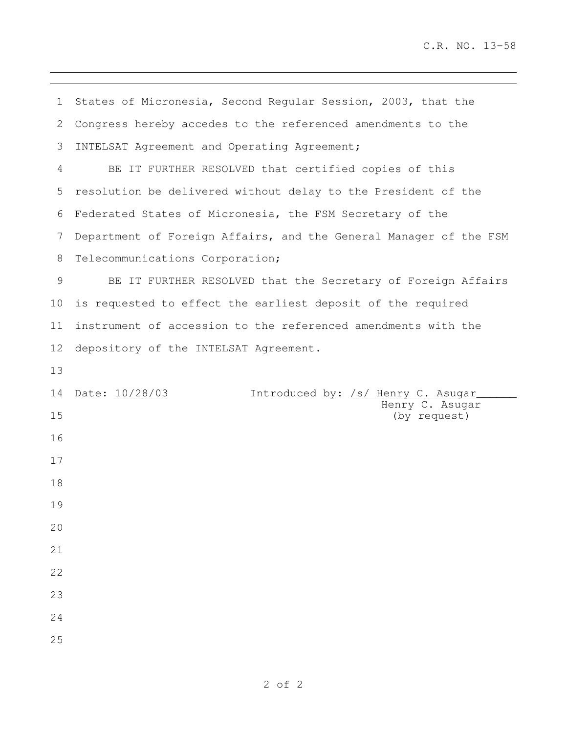States of Micronesia, Second Regular Session, 2003, that the Congress hereby accedes to the referenced amendments to the INTELSAT Agreement and Operating Agreement;

BE IT FURTHER RESOLVED that certified copies of this resolution be delivered without delay to the President of the Federated States of Micronesia, the FSM Secretary of the Department of Foreign Affairs, and the General Manager of the FSM Telecommunications Corporation;

BE IT FURTHER RESOLVED that the Secretary of Foreign Affairs is requested to effect the earliest deposit of the required instrument of accession to the referenced amendments with the depository of the INTELSAT Agreement.

Date: 10/28/03

Introduced by: /s/ Henry C. Asugar
Henry C. Asugar
(by request)